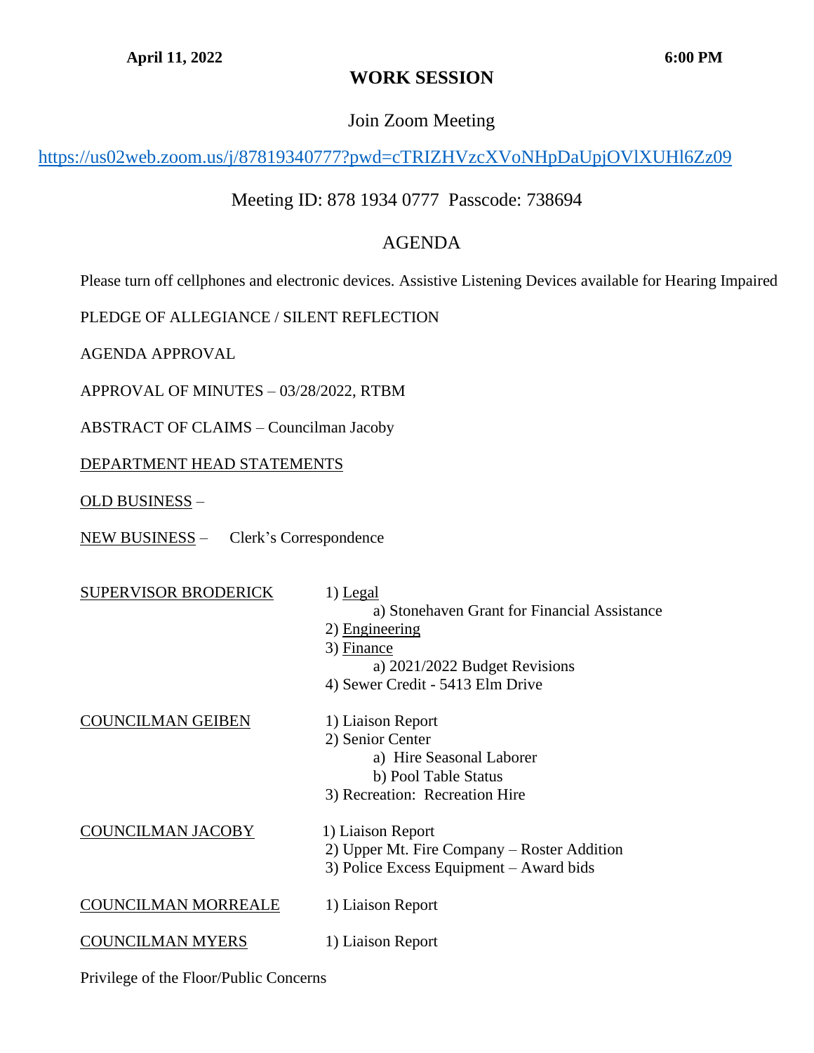**April 11, 2022** **6:00 PM**

# WORK SESSION

Join Zoom Meeting

[https://us02web.zoom.us/j/87819340777?pwd=cTRIZHVzcXVoNHpDaUpjOVlXUHl6Zz09](https://us02web.zoom.us/j/87819340777?pwd=cTRIZHVzcXVoNHpDaUpjOVlXUHl6Zz09)

Meeting ID: 878 1934 0777 Passcode: 738694

## AGENDA

Please turn off cellphones and electronic devices. Assistive Listening Devices available for Hearing Impaired

PLEDGE OF ALLEGIANCE / SILENT REFLECTION

AGENDA APPROVAL

APPROVAL OF MINUTES – 03/28/2022, RTBM

ABSTRACT OF CLAIMS – Councilman Jacoby

<u>DEPARTMENT HEAD STATEMENTS</u>

<u>OLD BUSINESS</u> –

<u>NEW BUSINESS</u> – Clerk's Correspondence

<u>SUPERVISOR BRODERICK</u>

1) <u>Legal</u>
   - a) Stonehaven Grant for Financial Assistance
2) <u>Engineering</u>
3) <u>Finance</u>
   - a) 2021/2022 Budget Revisions
4) Sewer Credit - 5413 Elm Drive

<u>COUNCILMAN GEIBEN</u>

1) Liaison Report
2) Senior Center
   - a) Hire Seasonal Laborer
   - b) Pool Table Status
3) Recreation: Recreation Hire

<u>COUNCILMAN JACOBY</u>

1) Liaison Report
2) Upper Mt. Fire Company – Roster Addition
3) Police Excess Equipment – Award bids

<u>COUNCILMAN MORREALE</u>

1) Liaison Report

<u>COUNCILMAN MYERS</u>

1) Liaison Report

Privilege of the Floor/Public Concerns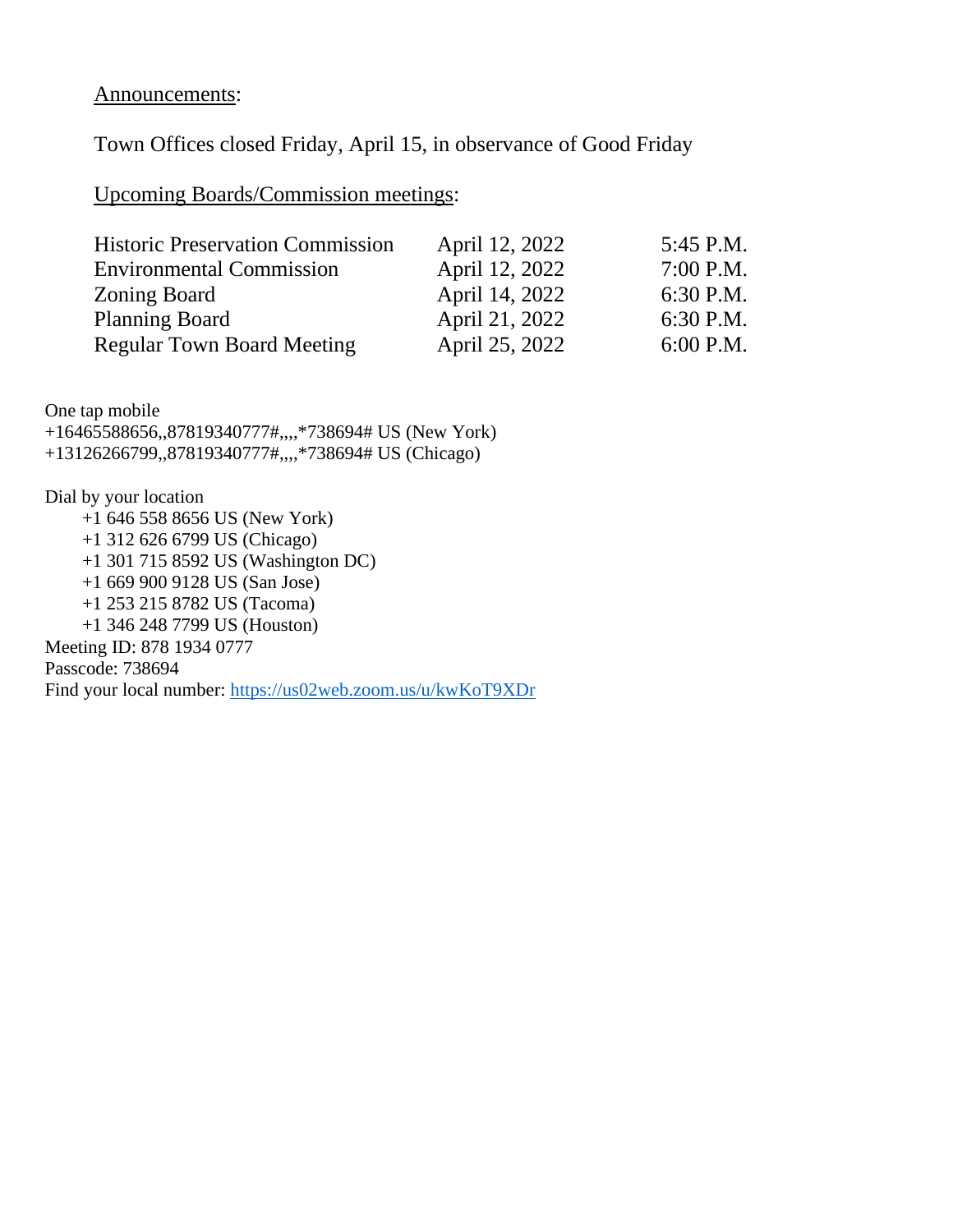Announcements:

Town Offices closed Friday, April 15, in observance of Good Friday

Upcoming Boards/Commission meetings:

| | | |
|---|---|---|
| Historic Preservation Commission | April 12, 2022 | 5:45 P.M. |
| Environmental Commission | April 12, 2022 | 7:00 P.M. |
| Zoning Board | April 14, 2022 | 6:30 P.M. |
| Planning Board | April 21, 2022 | 6:30 P.M. |
| Regular Town Board Meeting | April 25, 2022 | 6:00 P.M. |

One tap mobile
+16465588656,,87819340777#,,,,*738694# US (New York)
+13126266799,,87819340777#,,,,*738694# US (Chicago)

Dial by your location
+1 646 558 8656 US (New York)
+1 312 626 6799 US (Chicago)
+1 301 715 8592 US (Washington DC)
+1 669 900 9128 US (San Jose)
+1 253 215 8782 US (Tacoma)
+1 346 248 7799 US (Houston)
Meeting ID: 878 1934 0777
Passcode: 738694
Find your local number: https://us02web.zoom.us/u/kwKoT9XDr